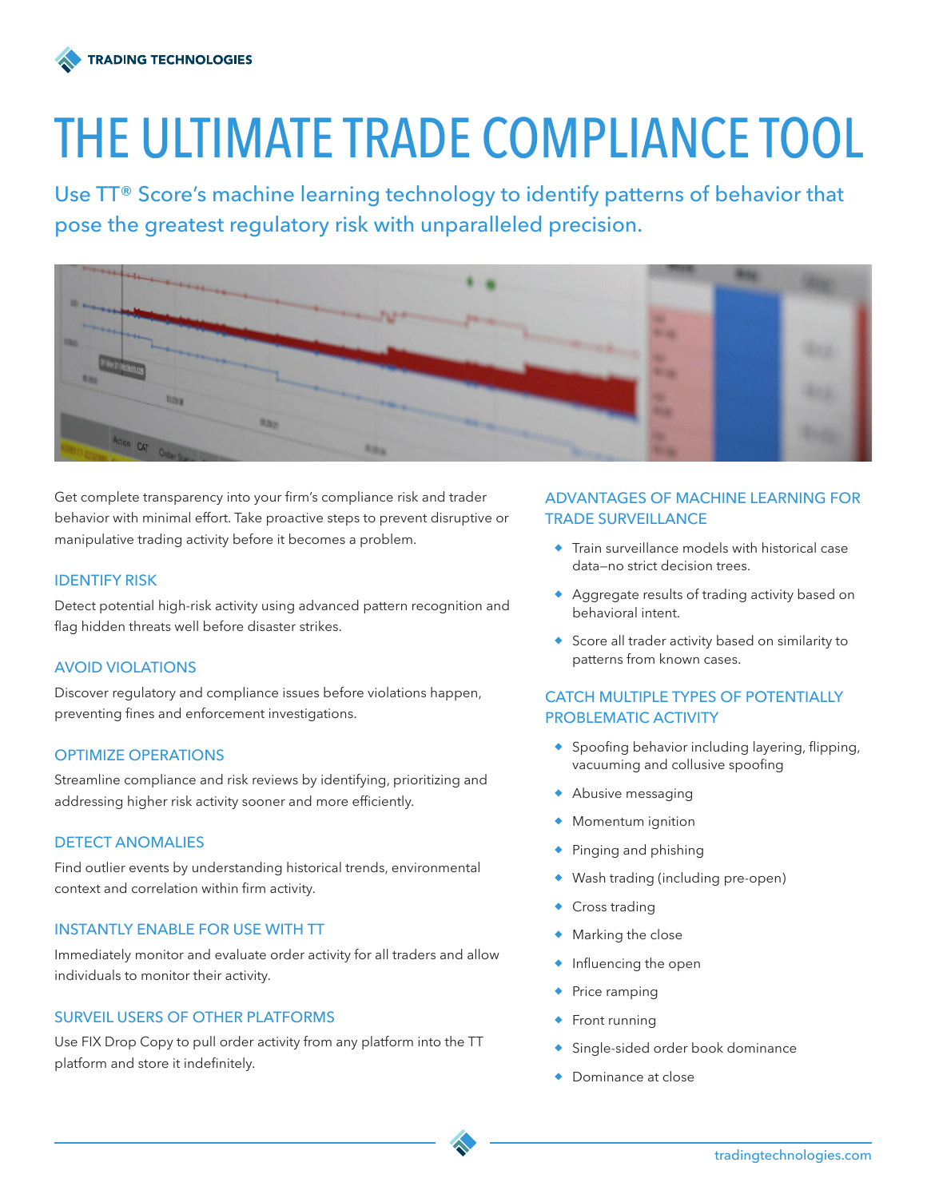TRADING TECHNOLOGIES

# THE ULTIMATE TRADE COMPLIANCE TOOL

## Use TT® Score's machine learning technology to identify patterns of behavior that pose the greatest regulatory risk with unparalleled precision.

Get complete transparency into your firm's compliance risk and trader behavior with minimal effort. Take proactive steps to prevent disruptive or manipulative trading activity before it becomes a problem.

### IDENTIFY RISK

Detect potential high-risk activity using advanced pattern recognition and flag hidden threats well before disaster strikes.

### AVOID VIOLATIONS

Discover regulatory and compliance issues before violations happen, preventing fines and enforcement investigations.

### OPTIMIZE OPERATIONS

Streamline compliance and risk reviews by identifying, prioritizing and addressing higher risk activity sooner and more efficiently.

### DETECT ANOMALIES

Find outlier events by understanding historical trends, environmental context and correlation within firm activity.

### INSTANTLY ENABLE FOR USE WITH TT

Immediately monitor and evaluate order activity for all traders and allow individuals to monitor their activity.

### SURVEIL USERS OF OTHER PLATFORMS

Use FIX Drop Copy to pull order activity from any platform into the TT platform and store it indefinitely.

### ADVANTAGES OF MACHINE LEARNING FOR TRADE SURVEILLANCE

- Train surveillance models with historical case data—no strict decision trees.
- Aggregate results of trading activity based on behavioral intent.
- Score all trader activity based on similarity to patterns from known cases.

### CATCH MULTIPLE TYPES OF POTENTIALLY PROBLEMATIC ACTIVITY

- Spoofing behavior including layering, flipping, vacuuming and collusive spoofing
- Abusive messaging
- Momentum ignition
- Pinging and phishing
- Wash trading (including pre-open)
- Cross trading
- Marking the close
- Influencing the open
- Price ramping
- Front running
- Single-sided order book dominance
- Dominance at close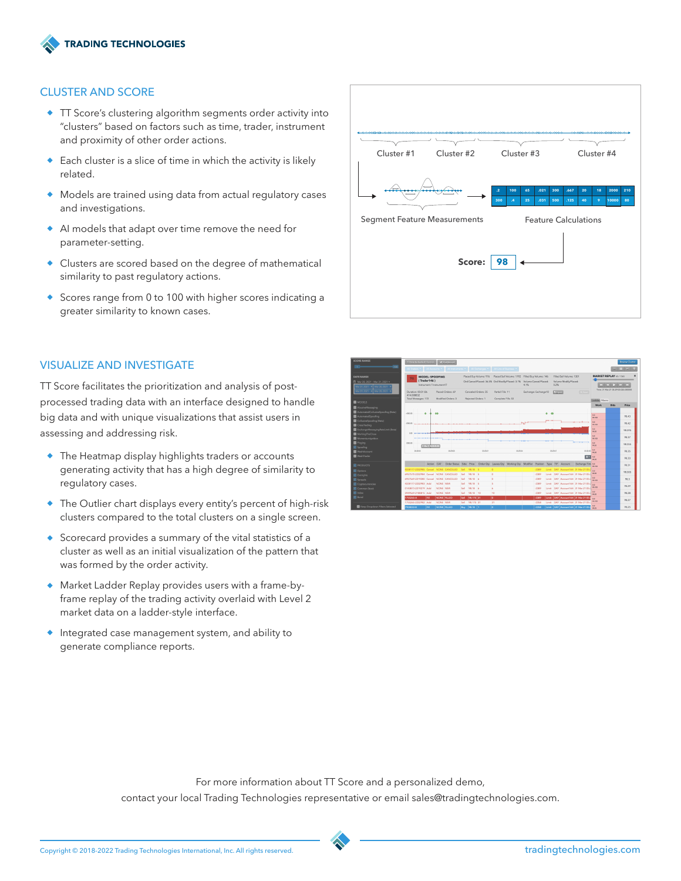## CLUSTER AND SCORE

- TT Score's clustering algorithm segments order activity into "clusters" based on factors such as time, trader, instrument and proximity of other order actions.
- Each cluster is a slice of time in which the activity is likely related.
- Models are trained using data from actual regulatory cases and investigations.
- AI models that adapt over time remove the need for parameter-setting.
- Clusters are scored based on the degree of mathematical similarity to past regulatory actions.
- Scores range from 0 to 100 with higher scores indicating a greater similarity to known cases.

Cluster #1
Cluster #2
Cluster #3
Cluster #4

Segment Feature Measurements

Feature Calculations

.2 100 65 .021 300 .667 20 18 2000 210
300 .4 25 .031 500 .125 40 9 10000 80

Score: 98

## VISUALIZE AND INVESTIGATE

TT Score facilitates the prioritization and analysis of post-processed trading data with an interface designed to handle big data and with unique visualizations that assist users in assessing and addressing risk.

- The Heatmap display highlights traders or accounts generating activity that has a high degree of similarity to regulatory cases.
- The Outlier chart displays every entity's percent of high-risk clusters compared to the total clusters on a single screen.
- Scorecard provides a summary of the vital statistics of a cluster as well as an initial visualization of the pattern that was formed by the order activity.
- Market Ladder Replay provides users with a frame-by-frame replay of the trading activity overlaid with Level 2 market data on a ladder-style interface.
- Integrated case management system, and ability to generate compliance reports.

For more information about TT Score and a personalized demo,
contact your local Trading Technologies representative or email sales@tradingtechnologies.com.

Copyright © 2018-2022 Trading Technologies International, Inc. All rights reserved.

tradingtechnologies.com